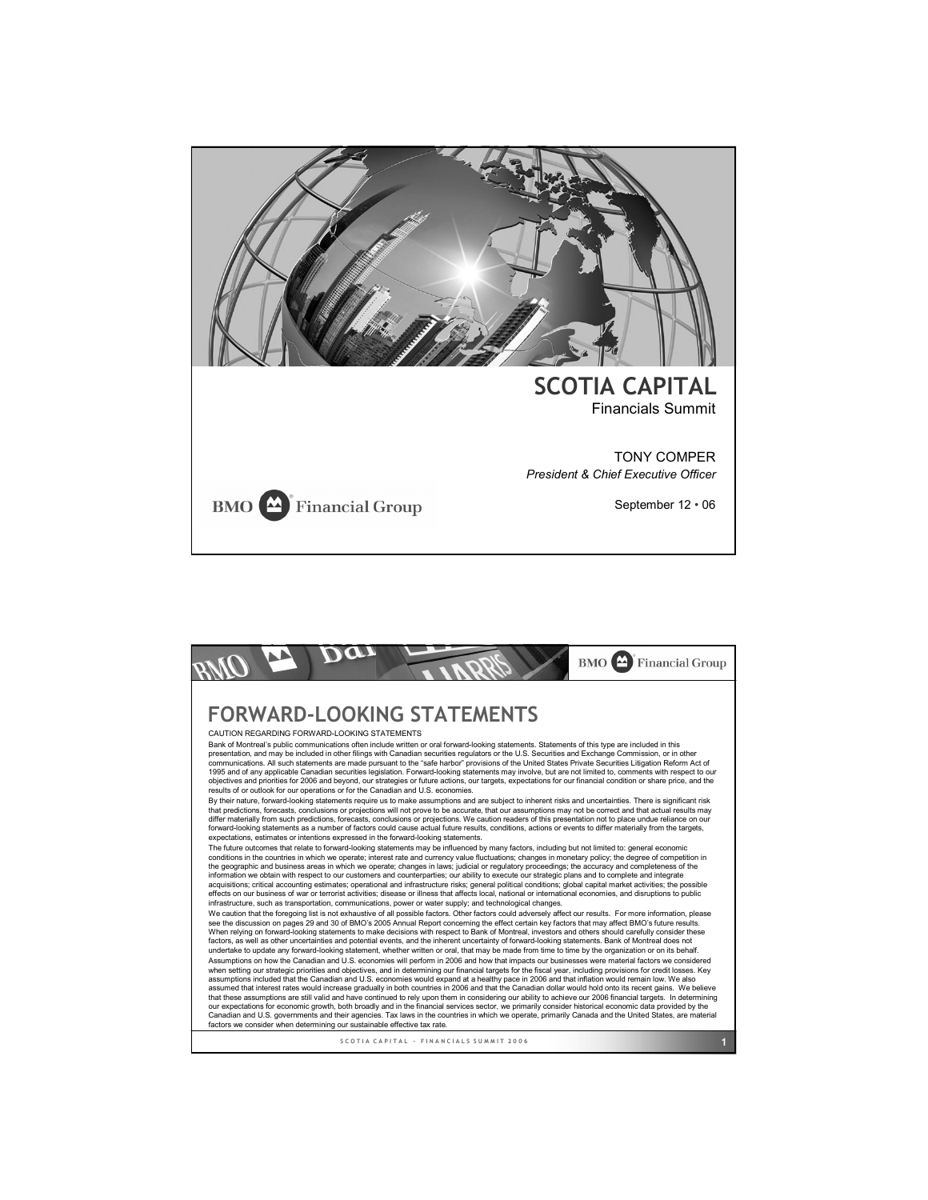# SCOTIA CAPITAL

Financials Summit

TONY COMPER

*President & Chief Executive Officer*

BMO Financial Group

September 12 • 06

---

## FORWARD-LOOKING STATEMENTS

CAUTION REGARDING FORWARD-LOOKING STATEMENTS

Bank of Montreal's public communications often include written or oral forward-looking statements. Statements of this type are included in this presentation, and may be included in other filings with Canadian securities regulators or the U.S. Securities and Exchange Commission, or in other communications. All such statements are made pursuant to the "safe harbor" provisions of the United States Private Securities Litigation Reform Act of 1995 and of any applicable Canadian securities legislation. Forward-looking statements may involve, but are not limited to, comments with respect to our objectives and priorities for 2006 and beyond, our strategies or future actions, our targets, expectations for our financial condition or share price, and the results of or outlook for our operations or for the Canadian and U.S. economies.

By their nature, forward-looking statements require us to make assumptions and are subject to inherent risks and uncertainties. There is significant risk that predictions, forecasts, conclusions or projections will not prove to be accurate, that our assumptions may not be correct and that actual results may differ materially from such predictions, forecasts, conclusions or projections. We caution readers of this presentation not to place undue reliance on our forward-looking statements as a number of factors could cause actual future results, conditions, actions or events to differ materially from the targets, expectations, estimates or intentions expressed in the forward-looking statements.

The future outcomes that relate to forward-looking statements may be influenced by many factors, including but not limited to: general economic conditions in the countries in which we operate; interest rate and currency value fluctuations; changes in monetary policy; the degree of competition in the geographic and business areas in which we operate; changes in laws; judicial or regulatory proceedings; the accuracy and completeness of the information we obtain with respect to our customers and counterparties; our ability to execute our strategic plans and to complete and integrate acquisitions; critical accounting estimates; operational and infrastructure risks; general political conditions; global capital market activities; the possible effects on our business of war or terrorist activities; disease or illness that affects local, national or international economies, and disruptions to public infrastructure, such as transportation, communications, power or water supply; and technological changes.

We caution that the foregoing list is not exhaustive of all possible factors. Other factors could adversely affect our results. For more information, please see the discussion on pages 29 and 30 of BMO's 2005 Annual Report concerning the effect certain key factors that may affect BMO's future results. When relying on forward-looking statements to make decisions with respect to Bank of Montreal, investors and others should carefully consider these factors, as well as other uncertainties and potential events, and the inherent uncertainty of forward-looking statements. Bank of Montreal does not undertake to update any forward-looking statement, whether written or oral, that may be made from time to time by the organization or on its behalf.

Assumptions on how the Canadian and U.S. economies will perform in 2006 and how that impacts our businesses were material factors we considered when setting our strategic priorities and objectives, and in determining our financial targets for the fiscal year, including provisions for credit losses. Key assumptions included that the Canadian and U.S. economies would expand at a healthy pace in 2006 and that inflation would remain low. We also assumed that interest rates would increase gradually in both countries in 2006 and that the Canadian dollar would hold onto its recent gains. We believe that these assumptions are still valid and have continued to rely upon them in considering our ability to achieve our 2006 financial targets. In determining our expectations for economic growth, both broadly and in the financial services sector, we primarily consider historical economic data provided by the Canadian and U.S. governments and their agencies. Tax laws in the countries in which we operate, primarily Canada and the United States, are material factors we consider when determining our sustainable effective tax rate.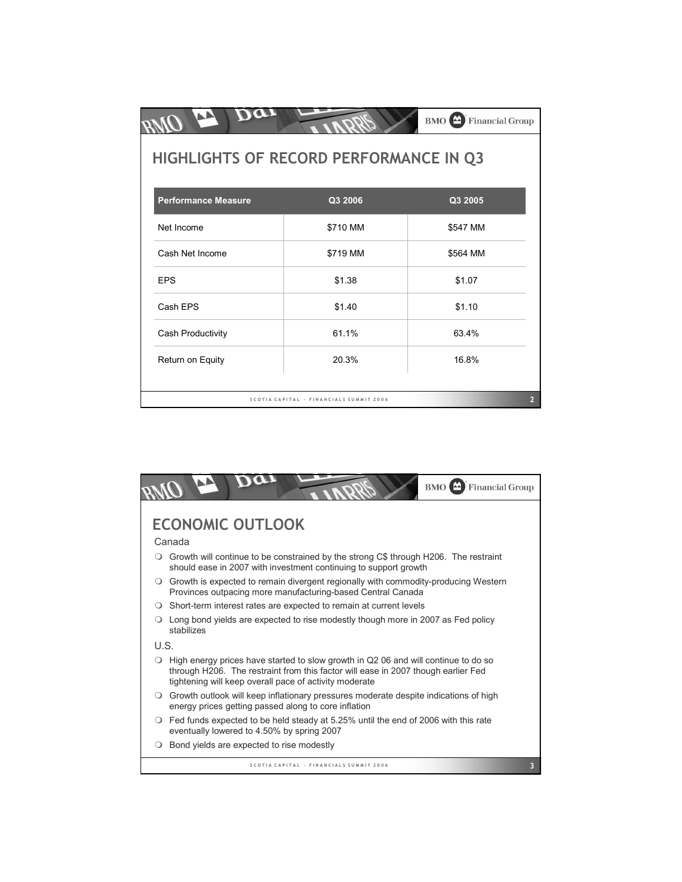# HIGHLIGHTS OF RECORD PERFORMANCE IN Q3

| Performance Measure | Q3 2006 | Q3 2005 |
|---|---|---|
| Net Income | $710 MM | $547 MM |
| Cash Net Income | $719 MM | $564 MM |
| EPS | $1.38 | $1.07 |
| Cash EPS | $1.40 | $1.10 |
| Cash Productivity | 61.1% | 63.4% |
| Return on Equity | 20.3% | 16.8% |

# ECONOMIC OUTLOOK

Canada

- Growth will continue to be constrained by the strong C$ through H206. The restraint should ease in 2007 with investment continuing to support growth
- Growth is expected to remain divergent regionally with commodity-producing Western Provinces outpacing more manufacturing-based Central Canada
- Short-term interest rates are expected to remain at current levels
- Long bond yields are expected to rise modestly though more in 2007 as Fed policy stabilizes

U.S.

- High energy prices have started to slow growth in Q2 06 and will continue to do so through H206. The restraint from this factor will ease in 2007 though earlier Fed tightening will keep overall pace of activity moderate
- Growth outlook will keep inflationary pressures moderate despite indications of high energy prices getting passed along to core inflation
- Fed funds expected to be held steady at 5.25% until the end of 2006 with this rate eventually lowered to 4.50% by spring 2007
- Bond yields are expected to rise modestly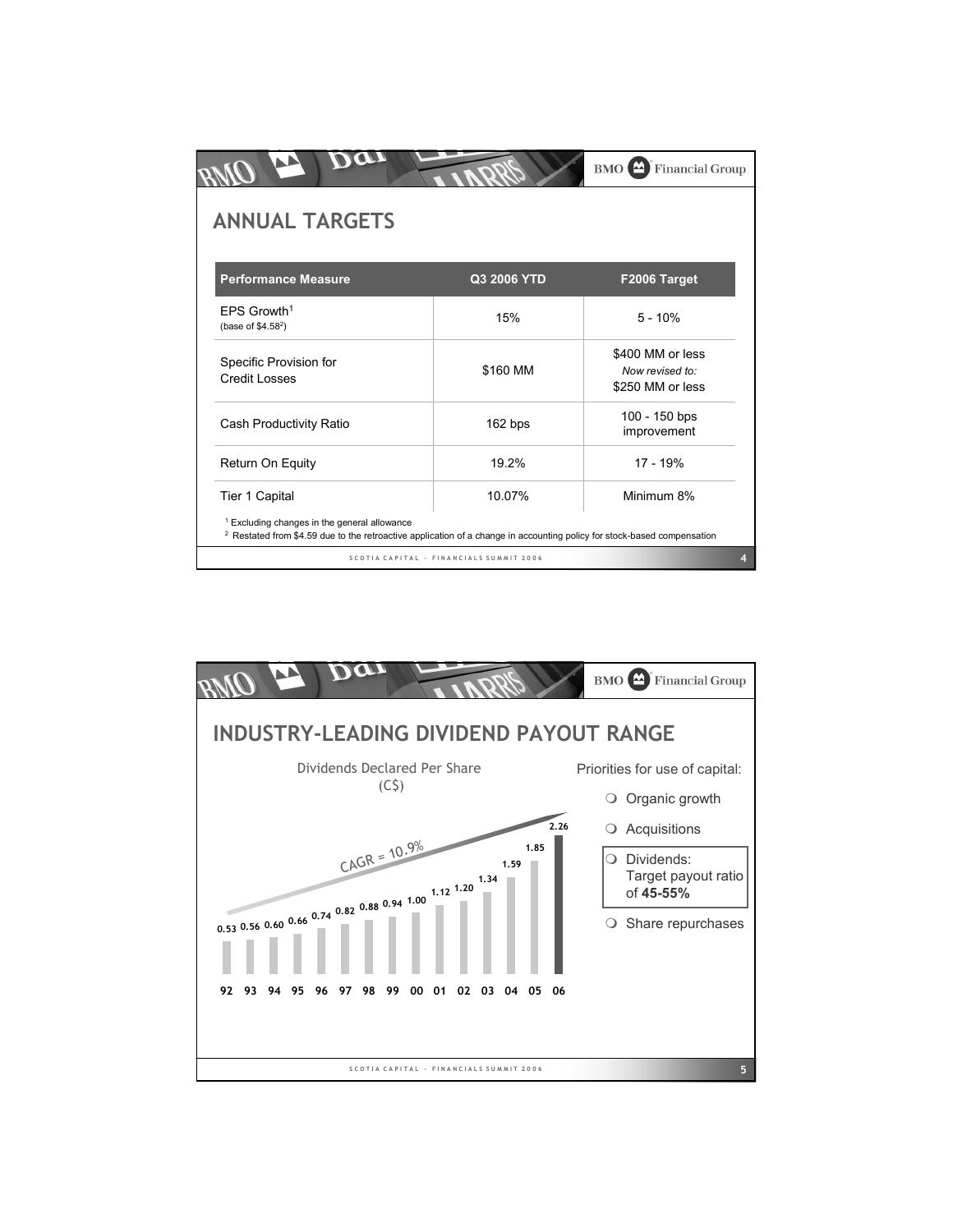## ANNUAL TARGETS

| Performance Measure | Q3 2006 YTD | F2006 Target |
|---|---|---|
| EPS Growth[1] (base of $4.58[2]) | 15% | 5 - 10% |
| Specific Provision for Credit Losses | $160 MM | $400 MM or less *Now revised to:* $250 MM or less |
| Cash Productivity Ratio | 162 bps | 100 - 150 bps improvement |
| Return On Equity | 19.2% | 17 - 19% |
| Tier 1 Capital | 10.07% | Minimum 8% |

[1] Excluding changes in the general allowance

[2] Restated from $4.59 due to the retroactive application of a change in accounting policy for stock-based compensation

## INDUSTRY-LEADING DIVIDEND PAYOUT RANGE

Dividends Declared Per Share (C$)

CAGR = 10.9%

| 92 | 93 | 94 | 95 | 96 | 97 | 98 | 99 | 00 | 01 | 02 | 03 | 04 | 05 | 06 |
|---|---|---|---|---|---|---|---|---|---|---|---|---|---|---|
| 0.53 | 0.56 | 0.60 | 0.66 | 0.74 | 0.82 | 0.88 | 0.94 | 1.00 | 1.12 | 1.20 | 1.34 | 1.59 | 1.85 | 2.26 |

Priorities for use of capital:

- Organic growth
- Acquisitions
- Dividends: Target payout ratio of **45-55%**
- Share repurchases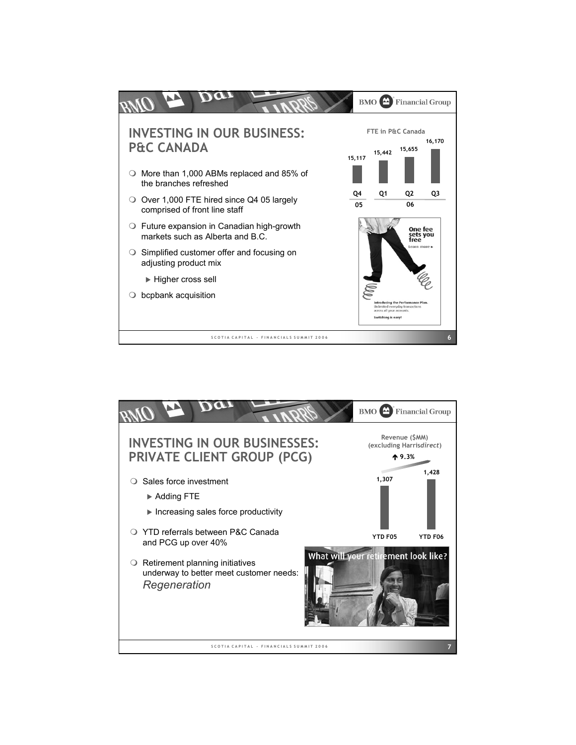## INVESTING IN OUR BUSINESS: P&C CANADA

- More than 1,000 ABMs replaced and 85% of the branches refreshed
- Over 1,000 FTE hired since Q4 05 largely comprised of front line staff
- Future expansion in Canadian high-growth markets such as Alberta and B.C.
- Simplified customer offer and focusing on adjusting product mix
  - Higher cross sell
- bcpbank acquisition

**FTE in P&C Canada**

| Q4 05 | Q1 06 | Q2 06 | Q3 06 |
|---|---|---|---|
| 15,117 | 15,442 | 15,655 | 16,170 |

One fee sets you free
Learn more ►
Introducing the Performance Plan.
Unlimited everyday transactions across all your accounts.
Switching is easy!

## INVESTING IN OUR BUSINESSES: PRIVATE CLIENT GROUP (PCG)

- Sales force investment
  - Adding FTE
  - Increasing sales force productivity
- YTD referrals between P&C Canada and PCG up over 40%
- Retirement planning initiatives underway to better meet customer needs: *Regeneration*

**Revenue ($MM) (excluding Harris*direct*)**

↑ 9.3%

| YTD F05 | YTD F06 |
|---|---|
| 1,307 | 1,428 |

What will your retirement look like?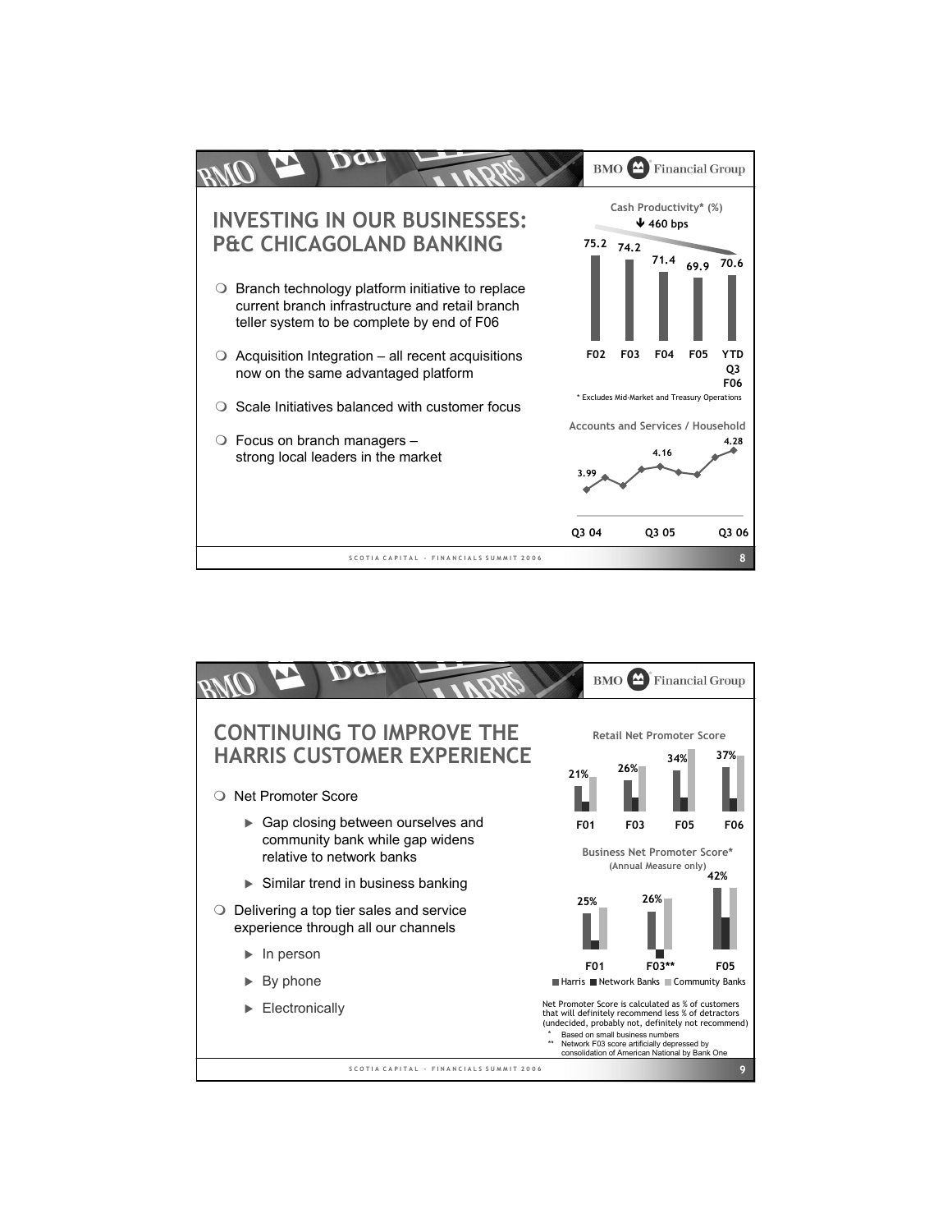## INVESTING IN OUR BUSINESSES: P&C CHICAGOLAND BANKING

- Branch technology platform initiative to replace current branch infrastructure and retail branch teller system to be complete by end of F06
- Acquisition Integration – all recent acquisitions now on the same advantaged platform
- Scale Initiatives balanced with customer focus
- Focus on branch managers – strong local leaders in the market

**Cash Productivity* (%)**

↓ 460 bps

| F02 | F03 | F04 | F05 | YTD Q3 F06 |
|---|---|---|---|---|
| 75.2 | 74.2 | 71.4 | 69.9 | 70.6 |

\* Excludes Mid-Market and Treasury Operations

**Accounts and Services / Household**

| Q3 04 | Q3 05 | Q3 06 |
|---|---|---|
| 3.99 | 4.16 | 4.28 |

## CONTINUING TO IMPROVE THE HARRIS CUSTOMER EXPERIENCE

- Net Promoter Score
  - Gap closing between ourselves and community bank while gap widens relative to network banks
  - Similar trend in business banking
- Delivering a top tier sales and service experience through all our channels
  - In person
  - By phone
  - Electronically

**Retail Net Promoter Score**

| F01 | F03 | F05 | F06 |
|---|---|---|---|
| 21% | 26% | 34% | 37% |

**Business Net Promoter Score***
(Annual Measure only)

| F01 | F03** | F05 |
|---|---|---|
| 25% | 26% | 42% |

Harris ■ Network Banks ■ Community Banks

Net Promoter Score is calculated as % of customers that will definitely recommend less % of detractors (undecided, probably not, definitely not recommend)

\* Based on small business numbers

\** Network F03 score artificially depressed by consolidation of American National by Bank One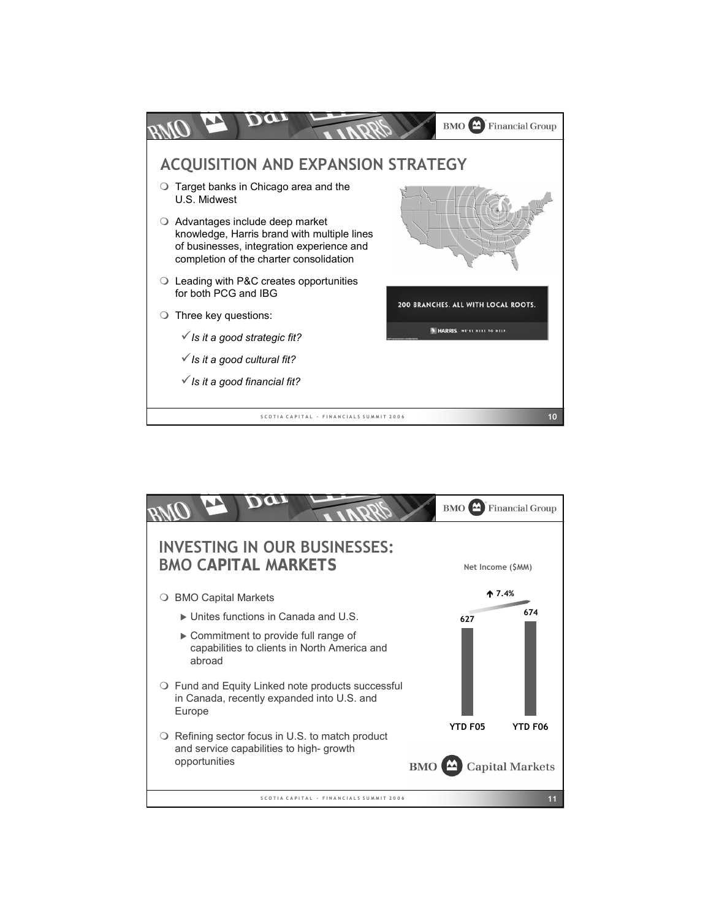## ACQUISITION AND EXPANSION STRATEGY

- Target banks in Chicago area and the U.S. Midwest
- Advantages include deep market knowledge, Harris brand with multiple lines of businesses, integration experience and completion of the charter consolidation
- Leading with P&C creates opportunities for both PCG and IBG
- Three key questions:
  - ✓ *Is it a good strategic fit?*
  - ✓ *Is it a good cultural fit?*
  - ✓ *Is it a good financial fit?*

200 BRANCHES. ALL WITH LOCAL ROOTS.

HARRIS. WE'RE HERE TO HELP.

## INVESTING IN OUR BUSINESSES: BMO CAPITAL MARKETS

- BMO Capital Markets
  - ▶ Unites functions in Canada and U.S.
  - ▶ Commitment to provide full range of capabilities to clients in North America and abroad
- Fund and Equity Linked note products successful in Canada, recently expanded into U.S. and Europe
- Refining sector focus in U.S. to match product and service capabilities to high- growth opportunities

Net Income ($MM)

| | YTD F05 | YTD F06 |
|---|---|---|
| Net Income ($MM) | 627 | 674 |

↑ 7.4%

BMO Capital Markets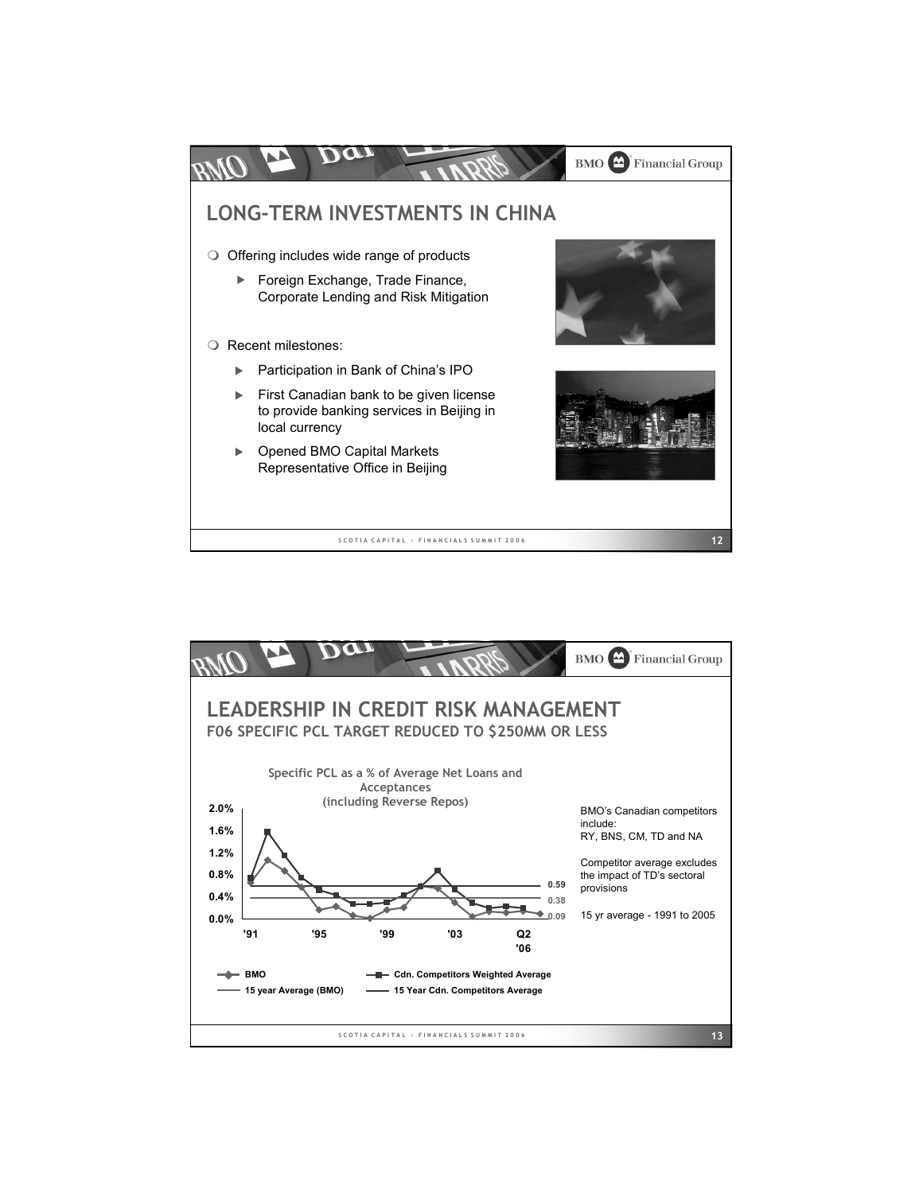## LONG-TERM INVESTMENTS IN CHINA

- Offering includes wide range of products
  - Foreign Exchange, Trade Finance, Corporate Lending and Risk Mitigation
- Recent milestones:
  - Participation in Bank of China's IPO
  - First Canadian bank to be given license to provide banking services in Beijing in local currency
  - Opened BMO Capital Markets Representative Office in Beijing

## LEADERSHIP IN CREDIT RISK MANAGEMENT

### F06 SPECIFIC PCL TARGET REDUCED TO $250MM OR LESS

**Specific PCL as a % of Average Net Loans and Acceptances (including Reverse Repos)**

Chart values: 15 Year Cdn. Competitors Average 0.59; 15 year Average (BMO) 0.38; BMO Q2 '06 0.09

Legend: BMO; Cdn. Competitors Weighted Average; 15 year Average (BMO); 15 Year Cdn. Competitors Average

BMO's Canadian competitors include: RY, BNS, CM, TD and NA

Competitor average excludes the impact of TD's sectoral provisions

15 yr average - 1991 to 2005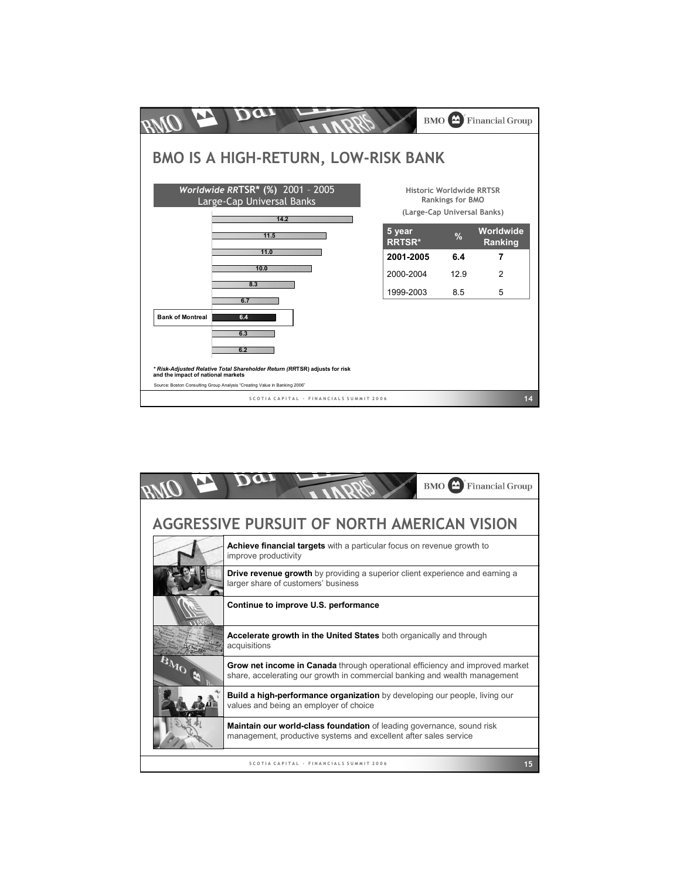# BMO IS A HIGH-RETURN, LOW-RISK BANK

**Worldwide RRTSR* (%) 2001 – 2005 Large-Cap Universal Banks**

| Bank | RRTSR (%) |
|---|---|
| | 14.2 |
| | 11.5 |
| | 11.0 |
| | 10.0 |
| | 8.3 |
| | 6.7 |
| Bank of Montreal | 6.4 |
| | 6.3 |
| | 6.2 |

**Historic Worldwide RRTSR Rankings for BMO (Large-Cap Universal Banks)**

| 5 year RRTSR* | % | Worldwide Ranking |
|---|---|---|
| **2001-2005** | **6.4** | **7** |
| 2000-2004 | 12.9 | 2 |
| 1999-2003 | 8.5 | 5 |

*** *Risk-Adjusted Relative Total Shareholder Return (RRTSR)* adjusts for risk and the impact of national markets**

Source: Boston Consulting Group Analysis "Creating Value in Banking 2006"

# AGGRESSIVE PURSUIT OF NORTH AMERICAN VISION

- **Achieve financial targets** with a particular focus on revenue growth to improve productivity
- **Drive revenue growth** by providing a superior client experience and earning a larger share of customers' business
- **Continue to improve U.S. performance**
- **Accelerate growth in the United States** both organically and through acquisitions
- **Grow net income in Canada** through operational efficiency and improved market share, accelerating our growth in commercial banking and wealth management
- **Build a high-performance organization** by developing our people, living our values and being an employer of choice
- **Maintain our world-class foundation** of leading governance, sound risk management, productive systems and excellent after sales service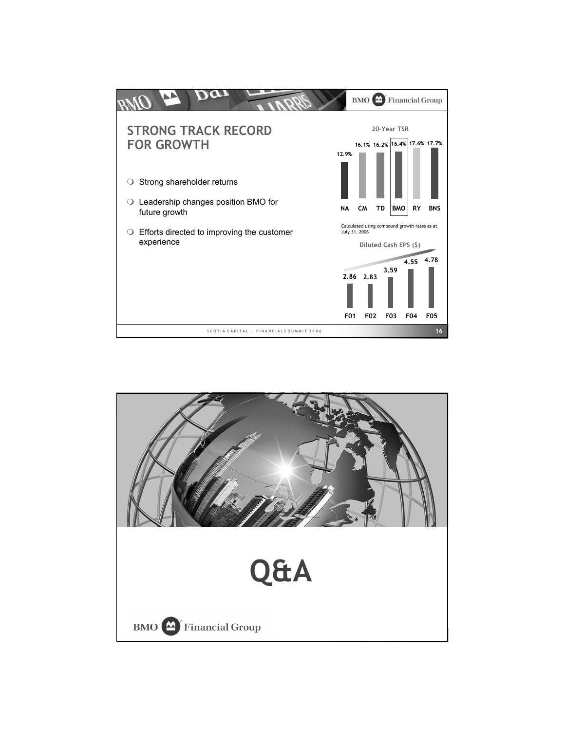## STRONG TRACK RECORD FOR GROWTH

- Strong shareholder returns
- Leadership changes position BMO for future growth
- Efforts directed to improving the customer experience

**20-Year TSR**

| NA | CM | TD | BMO | RY | BNS |
|---|---|---|---|---|---|
| 12.9% | 16.1% | 16.2% | 16.4% | 17.6% | 17.7% |

Calculated using compound growth rates as at July 31, 2006

**Diluted Cash EPS ($)**

| F01 | F02 | F03 | F04 | F05 |
|---|---|---|---|---|
| 2.86 | 2.83 | 3.59 | 4.55 | 4.78 |

# Q&A

BMO Financial Group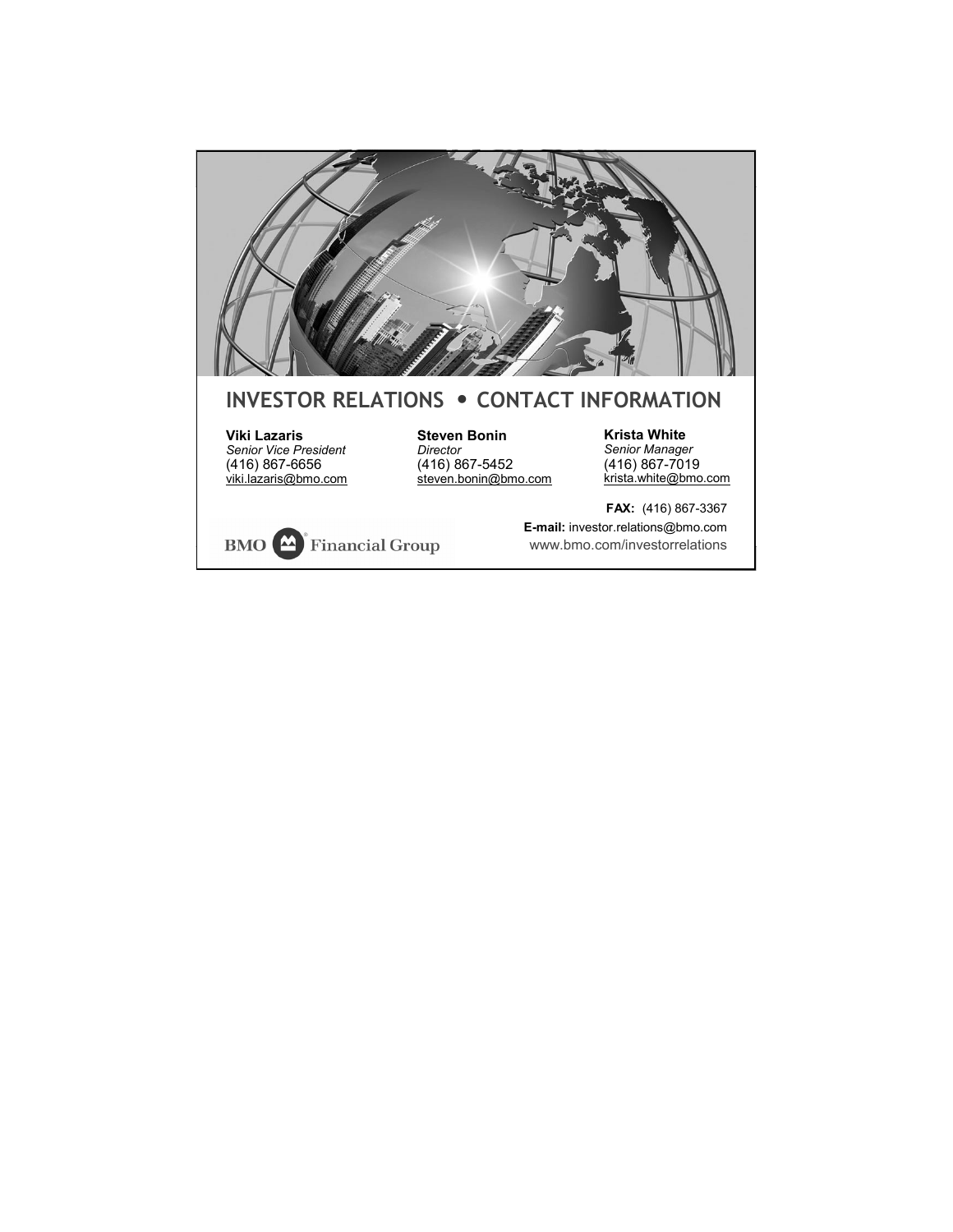## INVESTOR RELATIONS • CONTACT INFORMATION

**Viki Lazaris**
*Senior Vice President*
(416) 867-6656
viki.lazaris@bmo.com

**Steven Bonin**
*Director*
(416) 867-5452
steven.bonin@bmo.com

**Krista White**
*Senior Manager*
(416) 867-7019
krista.white@bmo.com

**FAX:** (416) 867-3367
**E-mail:** investor.relations@bmo.com
www.bmo.com/investorrelations

BMO Financial Group